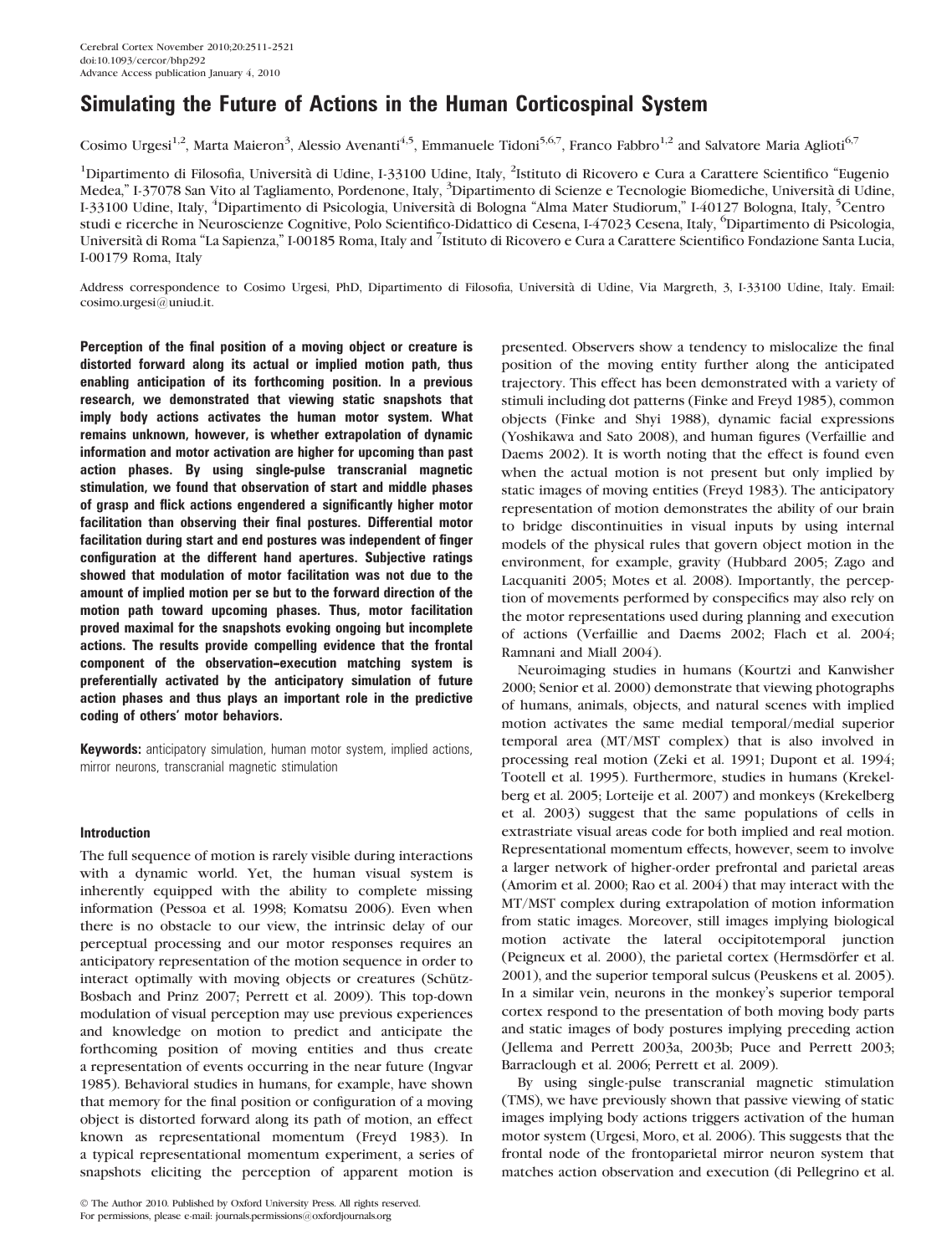# Simulating the Future of Actions in the Human Corticospinal System

Cosimo Urgesi[1,2], Marta Maieron[3], Alessio Avenanti[4,5], Emmanuele Tidoni[5,6,7], Franco Fabbro[1,2] and Salvatore Maria Aglioti[6,7]

[1]Dipartimento di Filosofia, Università di Udine, I-33100 Udine, Italy, [2]Istituto di Ricovero e Cura a Carattere Scientifico "Eugenio Medea," I-37078 San Vito al Tagliamento, Pordenone, Italy, [3]Dipartimento di Scienze e Tecnologie Biomediche, Università di Udine, I-33100 Udine, Italy, [4]Dipartimento di Psicologia, Università di Bologna "Alma Mater Studiorum," I-40127 Bologna, Italy, [5]Centro studi e ricerche in Neuroscienze Cognitive, Polo Scientifico-Didattico di Cesena, I-47023 Cesena, Italy, [6]Dipartimento di Psicologia, Università di Roma "La Sapienza," I-00185 Roma, Italy and [7]Istituto di Ricovero e Cura a Carattere Scientifico Fondazione Santa Lucia, I-00179 Roma, Italy

Address correspondence to Cosimo Urgesi, PhD, Dipartimento di Filosofia, Università di Udine, Via Margreth, 3, I-33100 Udine, Italy. Email: cosimo.urgesi@uniud.it.

**Perception of the final position of a moving object or creature is distorted forward along its actual or implied motion path, thus enabling anticipation of its forthcoming position. In a previous research, we demonstrated that viewing static snapshots that imply body actions activates the human motor system. What remains unknown, however, is whether extrapolation of dynamic information and motor activation are higher for upcoming than past action phases. By using single-pulse transcranial magnetic stimulation, we found that observation of start and middle phases of grasp and flick actions engendered a significantly higher motor facilitation than observing their final postures. Differential motor facilitation during start and end postures was independent of finger configuration at the different hand apertures. Subjective ratings showed that modulation of motor facilitation was not due to the amount of implied motion per se but to the forward direction of the motion path toward upcoming phases. Thus, motor facilitation proved maximal for the snapshots evoking ongoing but incomplete actions. The results provide compelling evidence that the frontal component of the observation–execution matching system is preferentially activated by the anticipatory simulation of future action phases and thus plays an important role in the predictive coding of others' motor behaviors.**

**Keywords:** anticipatory simulation, human motor system, implied actions, mirror neurons, transcranial magnetic stimulation

## Introduction

The full sequence of motion is rarely visible during interactions with a dynamic world. Yet, the human visual system is inherently equipped with the ability to complete missing information (Pessoa et al. 1998; Komatsu 2006). Even when there is no obstacle to our view, the intrinsic delay of our perceptual processing and our motor responses requires an anticipatory representation of the motion sequence in order to interact optimally with moving objects or creatures (Schütz-Bosbach and Prinz 2007; Perrett et al. 2009). This top-down modulation of visual perception may use previous experiences and knowledge on motion to predict and anticipate the forthcoming position of moving entities and thus create a representation of events occurring in the near future (Ingvar 1985). Behavioral studies in humans, for example, have shown that memory for the final position or configuration of a moving object is distorted forward along its path of motion, an effect known as representational momentum (Freyd 1983). In a typical representational momentum experiment, a series of snapshots eliciting the perception of apparent motion is presented. Observers show a tendency to mislocalize the final position of the moving entity further along the anticipated trajectory. This effect has been demonstrated with a variety of stimuli including dot patterns (Finke and Freyd 1985), common objects (Finke and Shyi 1988), dynamic facial expressions (Yoshikawa and Sato 2008), and human figures (Verfaillie and Daems 2002). It is worth noting that the effect is found even when the actual motion is not present but only implied by static images of moving entities (Freyd 1983). The anticipatory representation of motion demonstrates the ability of our brain to bridge discontinuities in visual inputs by using internal models of the physical rules that govern object motion in the environment, for example, gravity (Hubbard 2005; Zago and Lacquaniti 2005; Motes et al. 2008). Importantly, the perception of movements performed by conspecifics may also rely on the motor representations used during planning and execution of actions (Verfaillie and Daems 2002; Flach et al. 2004; Ramnani and Miall 2004).

Neuroimaging studies in humans (Kourtzi and Kanwisher 2000; Senior et al. 2000) demonstrate that viewing photographs of humans, animals, objects, and natural scenes with implied motion activates the same medial temporal/medial superior temporal area (MT/MST complex) that is also involved in processing real motion (Zeki et al. 1991; Dupont et al. 1994; Tootell et al. 1995). Furthermore, studies in humans (Krekelberg et al. 2005; Lorteije et al. 2007) and monkeys (Krekelberg et al. 2003) suggest that the same populations of cells in extrastriate visual areas code for both implied and real motion. Representational momentum effects, however, seem to involve a larger network of higher-order prefrontal and parietal areas (Amorim et al. 2000; Rao et al. 2004) that may interact with the MT/MST complex during extrapolation of motion information from static images. Moreover, still images implying biological motion activate the lateral occipitotemporal junction (Peigneux et al. 2000), the parietal cortex (Hermsdörfer et al. 2001), and the superior temporal sulcus (Peuskens et al. 2005). In a similar vein, neurons in the monkey's superior temporal cortex respond to the presentation of both moving body parts and static images of body postures implying preceding action (Jellema and Perrett 2003a, 2003b; Puce and Perrett 2003; Barraclough et al. 2006; Perrett et al. 2009).

By using single-pulse transcranial magnetic stimulation (TMS), we have previously shown that passive viewing of static images implying body actions triggers activation of the human motor system (Urgesi, Moro, et al. 2006). This suggests that the frontal node of the frontoparietal mirror neuron system that matches action observation and execution (di Pellegrino et al.

© The Author 2010. Published by Oxford University Press. All rights reserved.
For permissions, please e-mail: journals.permissions@oxfordjournals.org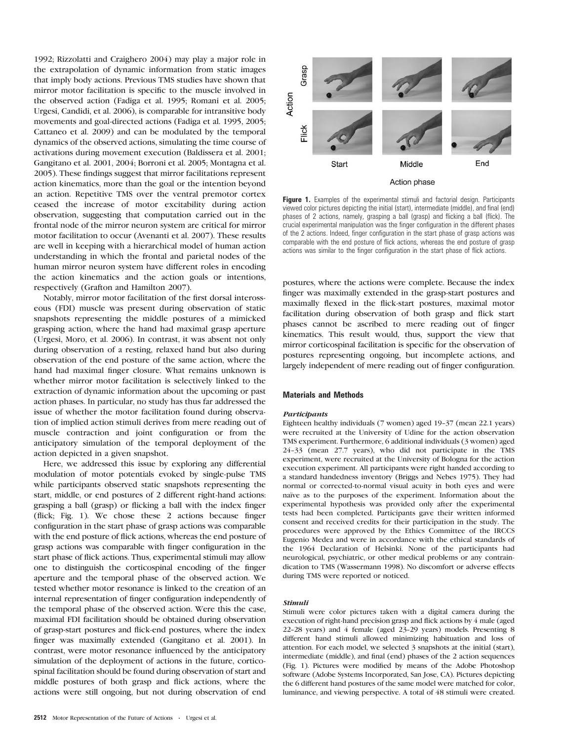1992; Rizzolatti and Craighero 2004) may play a major role in the extrapolation of dynamic information from static images that imply body actions. Previous TMS studies have shown that mirror motor facilitation is specific to the muscle involved in the observed action (Fadiga et al. 1995; Romani et al. 2005; Urgesi, Candidi, et al. 2006), is comparable for intransitive body movements and goal-directed actions (Fadiga et al. 1995, 2005; Cattaneo et al. 2009) and can be modulated by the temporal dynamics of the observed actions, simulating the time course of activations during movement execution (Baldissera et al. 2001; Gangitano et al. 2001, 2004; Borroni et al. 2005; Montagna et al. 2005). These findings suggest that mirror facilitations represent action kinematics, more than the goal or the intention beyond an action. Repetitive TMS over the ventral premotor cortex ceased the increase of motor excitability during action observation, suggesting that computation carried out in the frontal node of the mirror neuron system are critical for mirror motor facilitation to occur (Avenanti et al. 2007). These results are well in keeping with a hierarchical model of human action understanding in which the frontal and parietal nodes of the human mirror neuron system have different roles in encoding the action kinematics and the action goals or intentions, respectively (Grafton and Hamilton 2007).

Notably, mirror motor facilitation of the first dorsal interosseous (FDI) muscle was present during observation of static snapshots representing the middle postures of a mimicked grasping action, where the hand had maximal grasp aperture (Urgesi, Moro, et al. 2006). In contrast, it was absent not only during observation of a resting, relaxed hand but also during observation of the end posture of the same action, where the hand had maximal finger closure. What remains unknown is whether mirror motor facilitation is selectively linked to the extraction of dynamic information about the upcoming or past action phases. In particular, no study has thus far addressed the issue of whether the motor facilitation found during observation of implied action stimuli derives from mere reading out of muscle contraction and joint configuration or from the anticipatory simulation of the temporal deployment of the action depicted in a given snapshot.

Here, we addressed this issue by exploring any differential modulation of motor potentials evoked by single-pulse TMS while participants observed static snapshots representing the start, middle, or end postures of 2 different right-hand actions: grasping a ball (grasp) or flicking a ball with the index finger (flick; Fig. 1). We chose these 2 actions because finger configuration in the start phase of grasp actions was comparable with the end posture of flick actions, whereas the end posture of grasp actions was comparable with finger configuration in the start phase of flick actions. Thus, experimental stimuli may allow one to distinguish the corticospinal encoding of the finger aperture and the temporal phase of the observed action. We tested whether motor resonance is linked to the creation of an internal representation of finger configuration independently of the temporal phase of the observed action. Were this the case, maximal FDI facilitation should be obtained during observation of grasp-start postures and flick-end postures, where the index finger was maximally extended (Gangitano et al. 2001). In contrast, were motor resonance influenced by the anticipatory simulation of the deployment of actions in the future, corticospinal facilitation should be found during observation of start and middle postures of both grasp and flick actions, where the actions were still ongoing, but not during observation of end postures, where the actions were complete. Because the index finger was maximally extended in the grasp-start postures and maximally flexed in the flick-start postures, maximal motor facilitation during observation of both grasp and flick start phases cannot be ascribed to mere reading out of finger kinematics. This result would, thus, support the view that mirror corticospinal facilitation is specific for the observation of postures representing ongoing, but incomplete actions, and largely independent of mere reading out of finger configuration.

**Figure 1.** Examples of the experimental stimuli and factorial design. Participants viewed color pictures depicting the initial (start), intermediate (middle), and final (end) phases of 2 actions, namely, grasping a ball (grasp) and flicking a ball (flick). The crucial experimental manipulation was the finger configuration in the different phases of the 2 actions. Indeed, finger configuration in the start phase of grasp actions was comparable with the end posture of flick actions, whereas the end posture of grasp actions was similar to the finger configuration in the start phase of flick actions.

## Materials and Methods

### *Participants*

Eighteen healthy individuals (7 women) aged 19–37 (mean 22.1 years) were recruited at the University of Udine for the action observation TMS experiment. Furthermore, 6 additional individuals (3 women) aged 24–33 (mean 27.7 years), who did not participate in the TMS experiment, were recruited at the University of Bologna for the action execution experiment. All participants were right handed according to a standard handedness inventory (Briggs and Nebes 1975). They had normal or corrected-to-normal visual acuity in both eyes and were naïve as to the purposes of the experiment. Information about the experimental hypothesis was provided only after the experimental tests had been completed. Participants gave their written informed consent and received credits for their participation in the study. The procedures were approved by the Ethics Committee of the IRCCS Eugenio Medea and were in accordance with the ethical standards of the 1964 Declaration of Helsinki. None of the participants had neurological, psychiatric, or other medical problems or any contraindication to TMS (Wassermann 1998). No discomfort or adverse effects during TMS were reported or noticed.

### *Stimuli*

Stimuli were color pictures taken with a digital camera during the execution of right-hand precision grasp and flick actions by 4 male (aged 22–28 years) and 4 female (aged 23–29 years) models. Presenting 8 different hand stimuli allowed minimizing habituation and loss of attention. For each model, we selected 3 snapshots at the initial (start), intermediate (middle), and final (end) phases of the 2 action sequences (Fig. 1). Pictures were modified by means of the Adobe Photoshop software (Adobe Systems Incorporated, San Jose, CA). Pictures depicting the 6 different hand postures of the same model were matched for color, luminance, and viewing perspective. A total of 48 stimuli were created.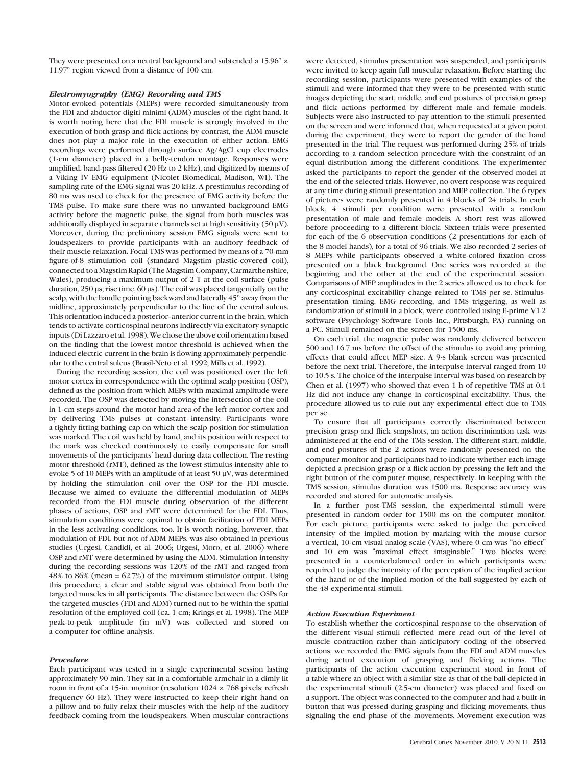They were presented on a neutral background and subtended a 15.96° × 11.97° region viewed from a distance of 100 cm.

### *Electromyography (EMG) Recording and TMS*

Motor-evoked potentials (MEPs) were recorded simultaneously from the FDI and abductor digiti minimi (ADM) muscles of the right hand. It is worth noting here that the FDI muscle is strongly involved in the execution of both grasp and flick actions; by contrast, the ADM muscle does not play a major role in the execution of either action. EMG recordings were performed through surface Ag/AgCl cup electrodes (1-cm diameter) placed in a belly-tendon montage. Responses were amplified, band-pass filtered (20 Hz to 2 kHz), and digitized by means of a Viking IV EMG equipment (Nicolet Biomedical, Madison, WI). The sampling rate of the EMG signal was 20 kHz. A prestimulus recording of 80 ms was used to check for the presence of EMG activity before the TMS pulse. To make sure there was no unwanted background EMG activity before the magnetic pulse, the signal from both muscles was additionally displayed in separate channels set at high sensitivity (50 μV). Moreover, during the preliminary session EMG signals were sent to loudspeakers to provide participants with an auditory feedback of their muscle relaxation. Focal TMS was performed by means of a 70-mm figure-of-8 stimulation coil (standard Magstim plastic-covered coil), connected to a Magstim Rapid (The Magstim Company, Carmarthenshire, Wales), producing a maximum output of 2 T at the coil surface (pulse duration, 250 μs; rise time, 60 μs). The coil was placed tangentially on the scalp, with the handle pointing backward and laterally 45° away from the midline, approximately perpendicular to the line of the central sulcus. This orientation induced a posterior–anterior current in the brain, which tends to activate corticospinal neurons indirectly via excitatory synaptic inputs (Di Lazzaro et al. 1998). We chose the above coil orientation based on the finding that the lowest motor threshold is achieved when the induced electric current in the brain is flowing approximately perpendicular to the central sulcus (Brasil-Neto et al. 1992; Mills et al. 1992).

During the recording session, the coil was positioned over the left motor cortex in correspondence with the optimal scalp position (OSP), defined as the position from which MEPs with maximal amplitude were recorded. The OSP was detected by moving the intersection of the coil in 1-cm steps around the motor hand area of the left motor cortex and by delivering TMS pulses at constant intensity. Participants wore a tightly fitting bathing cap on which the scalp position for stimulation was marked. The coil was held by hand, and its position with respect to the mark was checked continuously to easily compensate for small movements of the participants' head during data collection. The resting motor threshold (rMT), defined as the lowest stimulus intensity able to evoke 5 of 10 MEPs with an amplitude of at least 50 μV, was determined by holding the stimulation coil over the OSP for the FDI muscle. Because we aimed to evaluate the differential modulation of MEPs recorded from the FDI muscle during observation of the different phases of actions, OSP and rMT were determined for the FDI. Thus, stimulation conditions were optimal to obtain facilitation of FDI MEPs in the less activating conditions, too. It is worth noting, however, that modulation of FDI, but not of ADM MEPs, was also obtained in previous studies (Urgesi, Candidi, et al. 2006; Urgesi, Moro, et al. 2006) where OSP and rMT were determined by using the ADM. Stimulation intensity during the recording sessions was 120% of the rMT and ranged from 48% to 86% (mean = 62.7%) of the maximum stimulator output. Using this procedure, a clear and stable signal was obtained from both the targeted muscles in all participants. The distance between the OSPs for the targeted muscles (FDI and ADM) turned out to be within the spatial resolution of the employed coil (ca. 1 cm; Krings et al. 1998). The MEP peak-to-peak amplitude (in mV) was collected and stored on a computer for offline analysis.

### *Procedure*

Each participant was tested in a single experimental session lasting approximately 90 min. They sat in a comfortable armchair in a dimly lit room in front of a 15-in. monitor (resolution 1024 × 768 pixels; refresh frequency 60 Hz). They were instructed to keep their right hand on a pillow and to fully relax their muscles with the help of the auditory feedback coming from the loudspeakers. When muscular contractions were detected, stimulus presentation was suspended, and participants were invited to keep again full muscular relaxation. Before starting the recording session, participants were presented with examples of the stimuli and were informed that they were to be presented with static images depicting the start, middle, and end postures of precision grasp and flick actions performed by different male and female models. Subjects were also instructed to pay attention to the stimuli presented on the screen and were informed that, when requested at a given point during the experiment, they were to report the gender of the hand presented in the trial. The request was performed during 25% of trials according to a random selection procedure with the constraint of an equal distribution among the different conditions. The experimenter asked the participants to report the gender of the observed model at the end of the selected trials. However, no overt response was required at any time during stimuli presentation and MEP collection. The 6 types of pictures were randomly presented in 4 blocks of 24 trials. In each block, 4 stimuli per condition were presented with a random presentation of male and female models. A short rest was allowed before proceeding to a different block. Sixteen trials were presented for each of the 6 observation conditions (2 presentations for each of the 8 model hands), for a total of 96 trials. We also recorded 2 series of 8 MEPs while participants observed a white-colored fixation cross presented on a black background. One series was recorded at the beginning and the other at the end of the experimental session. Comparisons of MEP amplitudes in the 2 series allowed us to check for any corticospinal excitability change related to TMS per se. Stimulus-presentation timing, EMG recording, and TMS triggering, as well as randomization of stimuli in a block, were controlled using E-prime V1.2 software (Psychology Software Tools Inc., Pittsburgh, PA) running on a PC. Stimuli remained on the screen for 1500 ms.

On each trial, the magnetic pulse was randomly delivered between 500 and 16.7 ms before the offset of the stimulus to avoid any priming effects that could affect MEP size. A 9-s blank screen was presented before the next trial. Therefore, the interpulse interval ranged from 10 to 10.5 s. The choice of the interpulse interval was based on research by Chen et al. (1997) who showed that even 1 h of repetitive TMS at 0.1 Hz did not induce any change in corticospinal excitability. Thus, the procedure allowed us to rule out any experimental effect due to TMS per se.

To ensure that all participants correctly discriminated between precision grasp and flick snapshots, an action discrimination task was administered at the end of the TMS session. The different start, middle, and end postures of the 2 actions were randomly presented on the computer monitor and participants had to indicate whether each image depicted a precision grasp or a flick action by pressing the left and the right button of the computer mouse, respectively. In keeping with the TMS session, stimulus duration was 1500 ms. Response accuracy was recorded and stored for automatic analysis.

In a further post-TMS session, the experimental stimuli were presented in random order for 1500 ms on the computer monitor. For each picture, participants were asked to judge the perceived intensity of the implied motion by marking with the mouse cursor a vertical, 10-cm visual analog scale (VAS), where 0 cm was "no effect" and 10 cm was "maximal effect imaginable." Two blocks were presented in a counterbalanced order in which participants were required to judge the intensity of the perception of the implied action of the hand or of the implied motion of the ball suggested by each of the 48 experimental stimuli.

### *Action Execution Experiment*

To establish whether the corticospinal response to the observation of the different visual stimuli reflected mere read out of the level of muscle contraction rather than anticipatory coding of the observed actions, we recorded the EMG signals from the FDI and ADM muscles during actual execution of grasping and flicking actions. The participants of the action execution experiment stood in front of a table where an object with a similar size as that of the ball depicted in the experimental stimuli (2.5-cm diameter) was placed and fixed on a support. The object was connected to the computer and had a built-in button that was pressed during grasping and flicking movements, thus signaling the end phase of the movements. Movement execution was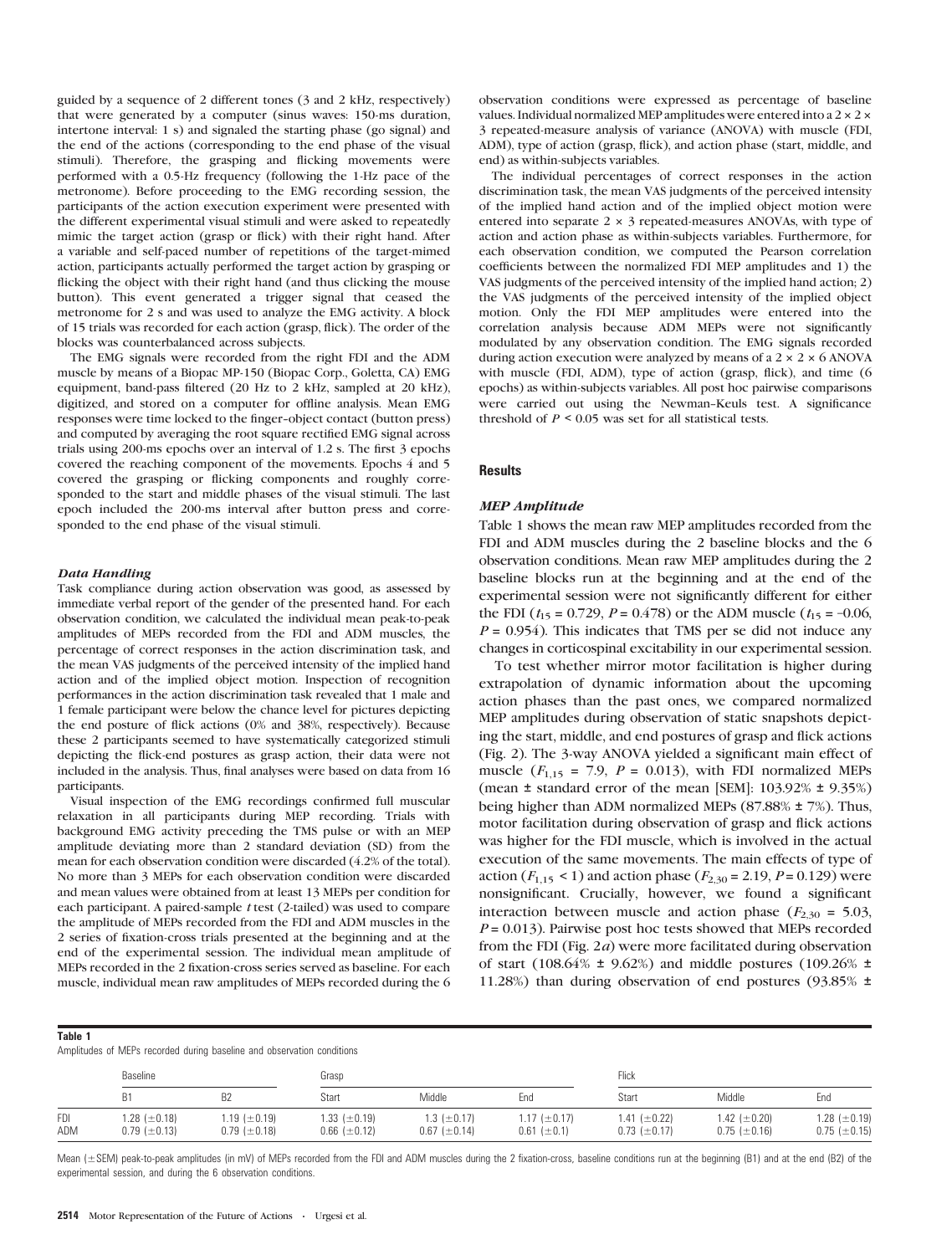guided by a sequence of 2 different tones (3 and 2 kHz, respectively) that were generated by a computer (sinus waves: 150-ms duration, intertone interval: 1 s) and signaled the starting phase (go signal) and the end of the actions (corresponding to the end phase of the visual stimuli). Therefore, the grasping and flicking movements were performed with a 0.5-Hz frequency (following the 1-Hz pace of the metronome). Before proceeding to the EMG recording session, the participants of the action execution experiment were presented with the different experimental visual stimuli and were asked to repeatedly mimic the target action (grasp or flick) with their right hand. After a variable and self-paced number of repetitions of the target-mimed action, participants actually performed the target action by grasping or flicking the object with their right hand (and thus clicking the mouse button). This event generated a trigger signal that ceased the metronome for 2 s and was used to analyze the EMG activity. A block of 15 trials was recorded for each action (grasp, flick). The order of the blocks was counterbalanced across subjects.

The EMG signals were recorded from the right FDI and the ADM muscle by means of a Biopac MP-150 (Biopac Corp., Goletta, CA) EMG equipment, band-pass filtered (20 Hz to 2 kHz, sampled at 20 kHz), digitized, and stored on a computer for offline analysis. Mean EMG responses were time locked to the finger–object contact (button press) and computed by averaging the root square rectified EMG signal across trials using 200-ms epochs over an interval of 1.2 s. The first 3 epochs covered the reaching component of the movements. Epochs 4 and 5 covered the grasping or flicking components and roughly corresponded to the start and middle phases of the visual stimuli. The last epoch included the 200-ms interval after button press and corresponded to the end phase of the visual stimuli.

### *Data Handling*

Task compliance during action observation was good, as assessed by immediate verbal report of the gender of the presented hand. For each observation condition, we calculated the individual mean peak-to-peak amplitudes of MEPs recorded from the FDI and ADM muscles, the percentage of correct responses in the action discrimination task, and the mean VAS judgments of the perceived intensity of the implied hand action and of the implied object motion. Inspection of recognition performances in the action discrimination task revealed that 1 male and 1 female participant were below the chance level for pictures depicting the end posture of flick actions (0% and 38%, respectively). Because these 2 participants seemed to have systematically categorized stimuli depicting the flick-end postures as grasp action, their data were not included in the analysis. Thus, final analyses were based on data from 16 participants.

Visual inspection of the EMG recordings confirmed full muscular relaxation in all participants during MEP recording. Trials with background EMG activity preceding the TMS pulse or with an MEP amplitude deviating more than 2 standard deviation (SD) from the mean for each observation condition were discarded (4.2% of the total). No more than 3 MEPs for each observation condition were discarded and mean values were obtained from at least 13 MEPs per condition for each participant. A paired-sample $t$ test (2-tailed) was used to compare the amplitude of MEPs recorded from the FDI and ADM muscles in the 2 series of fixation-cross trials presented at the beginning and at the end of the experimental session. The individual mean amplitude of MEPs recorded in the 2 fixation-cross series served as baseline. For each muscle, individual mean raw amplitudes of MEPs recorded during the 6 observation conditions were expressed as percentage of baseline values. Individual normalized MEP amplitudes were entered into a 2 × 2 × 3 repeated-measure analysis of variance (ANOVA) with muscle (FDI, ADM), type of action (grasp, flick), and action phase (start, middle, and end) as within-subjects variables.

The individual percentages of correct responses in the action discrimination task, the mean VAS judgments of the perceived intensity of the implied hand action and of the implied object motion were entered into separate 2 × 3 repeated-measures ANOVAs, with type of action and action phase as within-subjects variables. Furthermore, for each observation condition, we computed the Pearson correlation coefficients between the normalized FDI MEP amplitudes and 1) the VAS judgments of the perceived intensity of the implied hand action; 2) the VAS judgments of the perceived intensity of the implied object motion. Only the FDI MEP amplitudes were entered into the correlation analysis because ADM MEPs were not significantly modulated by any observation condition. The EMG signals recorded during action execution were analyzed by means of a 2 × 2 × 6 ANOVA with muscle (FDI, ADM), type of action (grasp, flick), and time (6 epochs) as within-subjects variables. All post hoc pairwise comparisons were carried out using the Newman–Keuls test. A significance threshold of $P < 0.05$ was set for all statistical tests.

## Results

### *MEP Amplitude*

Table 1 shows the mean raw MEP amplitudes recorded from the FDI and ADM muscles during the 2 baseline blocks and the 6 observation conditions. Mean raw MEP amplitudes during the 2 baseline blocks run at the beginning and at the end of the experimental session were not significantly different for either the FDI ($t_{15} = 0.729$, $P = 0.478$) or the ADM muscle ($t_{15} = -0.06$, $P = 0.954$). This indicates that TMS per se did not induce any changes in corticospinal excitability in our experimental session.

To test whether mirror motor facilitation is higher during extrapolation of dynamic information about the upcoming action phases than the past ones, we compared normalized MEP amplitudes during observation of static snapshots depicting the start, middle, and end postures of grasp and flick actions (Fig. 2). The 3-way ANOVA yielded a significant main effect of muscle ($F_{1,15} = 7.9$, $P = 0.013$), with FDI normalized MEPs (mean ± standard error of the mean [SEM]: 103.92% ± 9.35%) being higher than ADM normalized MEPs (87.88% ± 7%). Thus, motor facilitation during observation of grasp and flick actions was higher for the FDI muscle, which is involved in the actual execution of the same movements. The main effects of type of action ($F_{1,15} < 1$) and action phase ($F_{2,30} = 2.19$, $P = 0.129$) were nonsignificant. Crucially, however, we found a significant interaction between muscle and action phase ($F_{2,30} = 5.03$, $P = 0.013$). Pairwise post hoc tests showed that MEPs recorded from the FDI (Fig. 2*a*) were more facilitated during observation of start (108.64% ± 9.62%) and middle postures (109.26% ± 11.28%) than during observation of end postures (93.85% ±

**Table 1**
Amplitudes of MEPs recorded during baseline and observation conditions

| | Baseline | | Grasp | | | Flick | | |
|---|---|---|---|---|---|---|---|---|
| | B1 | B2 | Start | Middle | End | Start | Middle | End |
| FDI | 1.28 (±0.18) | 1.19 (±0.19) | 1.33 (±0.19) | 1.3 (±0.17) | 1.17 (±0.17) | 1.41 (±0.22) | 1.42 (±0.20) | 1.28 (±0.19) |
| ADM | 0.79 (±0.13) | 0.79 (±0.18) | 0.66 (±0.12) | 0.67 (±0.14) | 0.61 (±0.1) | 0.73 (±0.17) | 0.75 (±0.16) | 0.75 (±0.15) |

Mean (±SEM) peak-to-peak amplitudes (in mV) of MEPs recorded from the FDI and ADM muscles during the 2 fixation-cross, baseline conditions run at the beginning (B1) and at the end (B2) of the experimental session, and during the 6 observation conditions.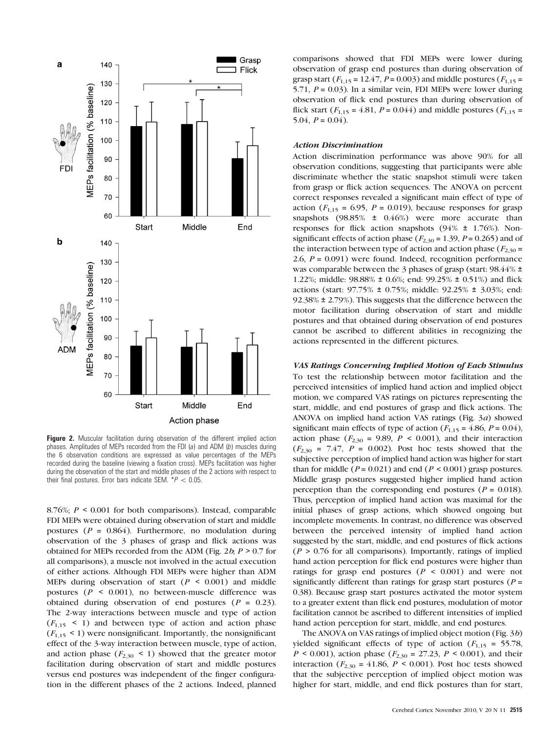**Figure 2.** Muscular facilitation during observation of the different implied action phases. Amplitudes of MEPs recorded from the FDI (*a*) and ADM (*b*) muscles during the 6 observation conditions are expressed as value percentages of the MEPs recorded during the baseline (viewing a fixation cross). MEPs facilitation was higher during the observation of the start and middle phases of the 2 actions with respect to their final postures. Error bars indicate SEM. $^*P < 0.05$.

8.76%; $P < 0.001$ for both comparisons). Instead, comparable FDI MEPs were obtained during observation of start and middle postures ($P = 0.864$). Furthermore, no modulation during observation of the 3 phases of grasp and flick actions was obtained for MEPs recorded from the ADM (Fig. 2*b*; $P > 0.7$ for all comparisons), a muscle not involved in the actual execution of either actions. Although FDI MEPs were higher than ADM MEPs during observation of start ($P < 0.001$) and middle postures ($P < 0.001$), no between-muscle difference was obtained during observation of end postures ($P = 0.23$). The 2-way interactions between muscle and type of action ($F_{1,15} < 1$) and between type of action and action phase ($F_{1,15} < 1$) were nonsignificant. Importantly, the nonsignificant effect of the 3-way interaction between muscle, type of action, and action phase ($F_{2,30} < 1$) showed that the greater motor facilitation during observation of start and middle postures versus end postures was independent of the finger configuration in the different phases of the 2 actions. Indeed, planned comparisons showed that FDI MEPs were lower during observation of grasp end postures than during observation of grasp start ($F_{1,15} = 12.47$, $P = 0.003$) and middle postures ($F_{1,15} = 5.71$, $P = 0.03$). In a similar vein, FDI MEPs were lower during observation of flick end postures than during observation of flick start ($F_{1,15} = 4.81$, $P = 0.044$) and middle postures ($F_{1,15} = 5.04$, $P = 0.04$).

### *Action Discrimination*

Action discrimination performance was above 90% for all observation conditions, suggesting that participants were able discriminate whether the static snapshot stimuli were taken from grasp or flick action sequences. The ANOVA on percent correct responses revealed a significant main effect of type of action ($F_{1,15} = 6.95$, $P = 0.019$), because responses for grasp snapshots (98.85% ± 0.46%) were more accurate than responses for flick action snapshots (94% ± 1.76%). Nonsignificant effects of action phase ($F_{2,30} = 1.39$, $P = 0.265$) and of the interaction between type of action and action phase ($F_{2,30} = 2.6$, $P = 0.091$) were found. Indeed, recognition performance was comparable between the 3 phases of grasp (start: 98.44% ± 1.22%; middle: 98.88% ± 0.6%; end: 99.25% ± 0.51%) and flick actions (start: 97.75% ± 0.75%; middle: 92.25% ± 3.03%; end: 92.38% ± 2.79%). This suggests that the difference between the motor facilitation during observation of start and middle postures and that obtained during observation of end postures cannot be ascribed to different abilities in recognizing the actions represented in the different pictures.

### *VAS Ratings Concerning Implied Motion of Each Stimulus*

To test the relationship between motor facilitation and the perceived intensities of implied hand action and implied object motion, we compared VAS ratings on pictures representing the start, middle, and end postures of grasp and flick actions. The ANOVA on implied hand action VAS ratings (Fig. 3*a*) showed significant main effects of type of action ($F_{1,15} = 4.86$, $P = 0.04$), action phase ($F_{2,30} = 9.89$, $P < 0.001$), and their interaction ($F_{2,30} = 7.47$, $P = 0.002$). Post hoc tests showed that the subjective perception of implied hand action was higher for start than for middle ($P = 0.021$) and end ($P < 0.001$) grasp postures. Middle grasp postures suggested higher implied hand action perception than the corresponding end postures ($P = 0.018$). Thus, perception of implied hand action was maximal for the initial phases of grasp actions, which showed ongoing but incomplete movements. In contrast, no difference was observed between the perceived intensity of implied hand action suggested by the start, middle, and end postures of flick actions ($P > 0.76$ for all comparisons). Importantly, ratings of implied hand action perception for flick end postures were higher than ratings for grasp end postures ($P < 0.001$) and were not significantly different than ratings for grasp start postures ($P = 0.38$). Because grasp start postures activated the motor system to a greater extent than flick end postures, modulation of motor facilitation cannot be ascribed to different intensities of implied hand action perception for start, middle, and end postures.

The ANOVA on VAS ratings of implied object motion (Fig. 3*b*) yielded significant effects of type of action ($F_{1,15} = 55.78$, $P < 0.001$), action phase ($F_{2,30} = 27.23$, $P < 0.001$), and their interaction ($F_{2,30} = 41.86$, $P < 0.001$). Post hoc tests showed that the subjective perception of implied object motion was higher for start, middle, and end flick postures than for start,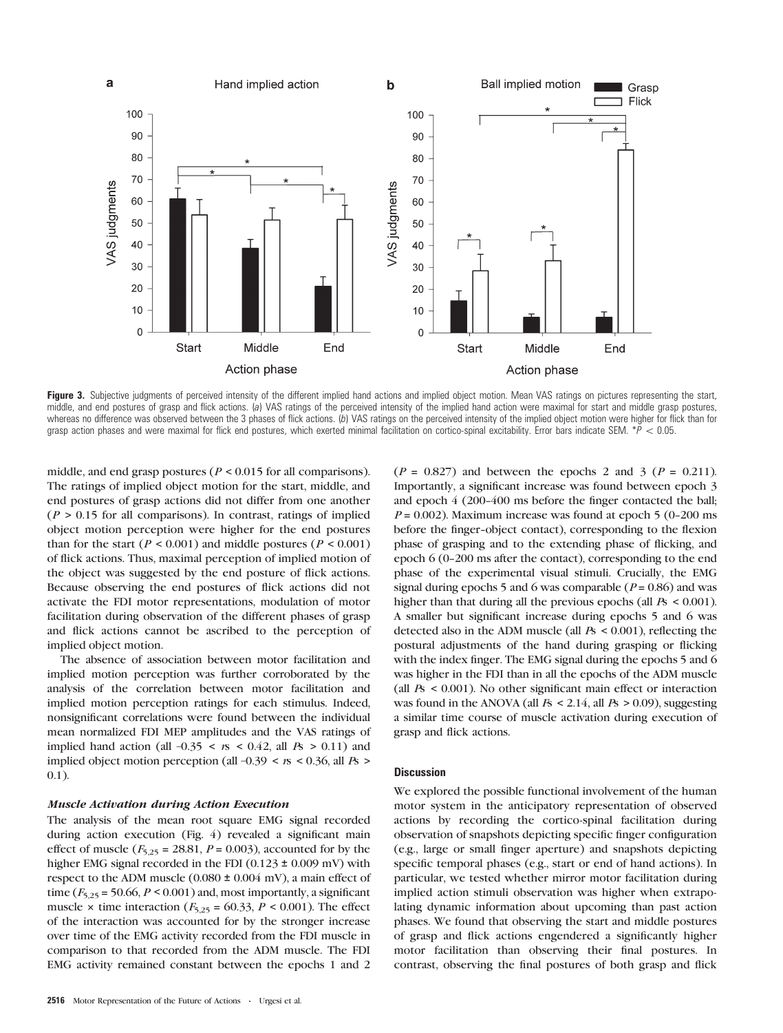**Figure 3.** Subjective judgments of perceived intensity of the different implied hand actions and implied object motion. Mean VAS ratings on pictures representing the start, middle, and end postures of grasp and flick actions. (*a*) VAS ratings of the perceived intensity of the implied hand action were maximal for start and middle grasp postures, whereas no difference was observed between the 3 phases of flick actions. (*b*) VAS ratings on the perceived intensity of the implied object motion were higher for flick than for grasp action phases and were maximal for flick end postures, which exerted minimal facilitation on cortico-spinal excitability. Error bars indicate SEM. $^*P < 0.05$.

middle, and end grasp postures ($P < 0.015$ for all comparisons). The ratings of implied object motion for the start, middle, and end postures of grasp actions did not differ from one another ($P > 0.15$ for all comparisons). In contrast, ratings of implied object motion perception were higher for the end postures than for the start ($P < 0.001$) and middle postures ($P < 0.001$) of flick actions. Thus, maximal perception of implied motion of the object was suggested by the end posture of flick actions. Because observing the end postures of flick actions did not activate the FDI motor representations, modulation of motor facilitation during observation of the different phases of grasp and flick actions cannot be ascribed to the perception of implied object motion.

The absence of association between motor facilitation and implied motion perception was further corroborated by the analysis of the correlation between motor facilitation and implied motion perception ratings for each stimulus. Indeed, nonsignificant correlations were found between the individual mean normalized FDI MEP amplitudes and the VAS ratings of implied hand action (all $-0.35 < r$s $< 0.42$, all $P$s $> 0.11$) and implied object motion perception (all $-0.39 < r$s $< 0.36$, all $P$s $> 0.1$).

### *Muscle Activation during Action Execution*

The analysis of the mean root square EMG signal recorded during action execution (Fig. 4) revealed a significant main effect of muscle ($F_{5,25} = 28.81$, $P = 0.003$), accounted for by the higher EMG signal recorded in the FDI ($0.123 \pm 0.009$ mV) with respect to the ADM muscle ($0.080 \pm 0.004$ mV), a main effect of time ($F_{5,25} = 50.66$, $P < 0.001$) and, most importantly, a significant muscle × time interaction ($F_{5,25} = 60.33$, $P < 0.001$). The effect of the interaction was accounted for by the stronger increase over time of the EMG activity recorded from the FDI muscle in comparison to that recorded from the ADM muscle. The FDI EMG activity remained constant between the epochs 1 and 2 ($P = 0.827$) and between the epochs 2 and 3 ($P = 0.211$). Importantly, a significant increase was found between epoch 3 and epoch 4 (200–400 ms before the finger contacted the ball; $P = 0.002$). Maximum increase was found at epoch 5 (0–200 ms before the finger–object contact), corresponding to the flexion phase of grasping and to the extending phase of flicking, and epoch 6 (0–200 ms after the contact), corresponding to the end phase of the experimental visual stimuli. Crucially, the EMG signal during epochs 5 and 6 was comparable ($P = 0.86$) and was higher than that during all the previous epochs (all $P$s $< 0.001$). A smaller but significant increase during epochs 5 and 6 was detected also in the ADM muscle (all $P$s $< 0.001$), reflecting the postural adjustments of the hand during grasping or flicking with the index finger. The EMG signal during the epochs 5 and 6 was higher in the FDI than in all the epochs of the ADM muscle (all $P$s $< 0.001$). No other significant main effect or interaction was found in the ANOVA (all $F$s $< 2.14$, all $P$s $> 0.09$), suggesting a similar time course of muscle activation during execution of grasp and flick actions.

## Discussion

We explored the possible functional involvement of the human motor system in the anticipatory representation of observed actions by recording the cortico-spinal facilitation during observation of snapshots depicting specific finger configuration (e.g., large or small finger aperture) and snapshots depicting specific temporal phases (e.g., start or end of hand actions). In particular, we tested whether mirror motor facilitation during implied action stimuli observation was higher when extrapolating dynamic information about upcoming than past action phases. We found that observing the start and middle postures of grasp and flick actions engendered a significantly higher motor facilitation than observing their final postures. In contrast, observing the final postures of both grasp and flick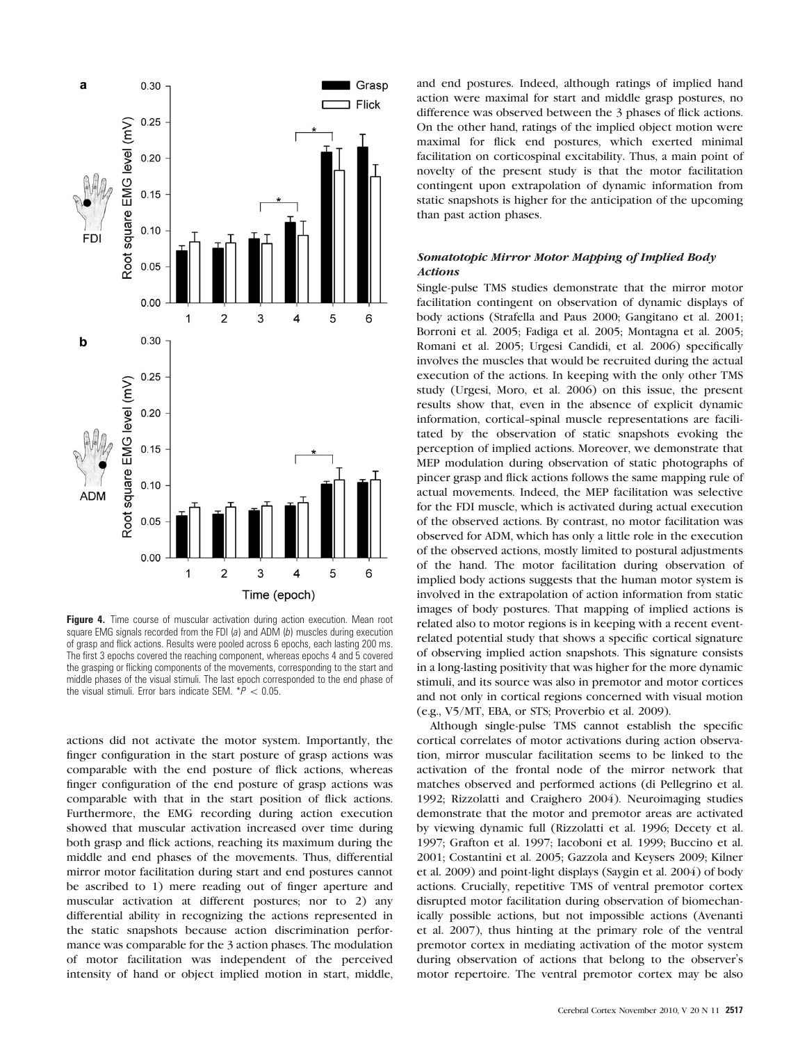**Figure 4.** Time course of muscular activation during action execution. Mean root square EMG signals recorded from the FDI (*a*) and ADM (*b*) muscles during execution of grasp and flick actions. Results were pooled across 6 epochs, each lasting 200 ms. The first 3 epochs covered the reaching component, whereas epochs 4 and 5 covered the grasping or flicking components of the movements, corresponding to the start and middle phases of the visual stimuli. The last epoch corresponded to the end phase of the visual stimuli. Error bars indicate SEM. $*P < 0.05$.

actions did not activate the motor system. Importantly, the finger configuration in the start posture of grasp actions was comparable with the end posture of flick actions, whereas finger configuration of the end posture of grasp actions was comparable with that in the start position of flick actions. Furthermore, the EMG recording during action execution showed that muscular activation increased over time during both grasp and flick actions, reaching its maximum during the middle and end phases of the movements. Thus, differential mirror motor facilitation during start and end postures cannot be ascribed to 1) mere reading out of finger aperture and muscular activation at different postures; nor to 2) any differential ability in recognizing the actions represented in the static snapshots because action discrimination performance was comparable for the 3 action phases. The modulation of motor facilitation was independent of the perceived intensity of hand or object implied motion in start, middle, and end postures. Indeed, although ratings of implied hand action were maximal for start and middle grasp postures, no difference was observed between the 3 phases of flick actions. On the other hand, ratings of the implied object motion were maximal for flick end postures, which exerted minimal facilitation on corticospinal excitability. Thus, a main point of novelty of the present study is that the motor facilitation contingent upon extrapolation of dynamic information from static snapshots is higher for the anticipation of the upcoming than past action phases.

### *Somatotopic Mirror Motor Mapping of Implied Body Actions*

Single-pulse TMS studies demonstrate that the mirror motor facilitation contingent on observation of dynamic displays of body actions (Strafella and Paus 2000; Gangitano et al. 2001; Borroni et al. 2005; Fadiga et al. 2005; Montagna et al. 2005; Romani et al. 2005; Urgesi Candidi, et al. 2006) specifically involves the muscles that would be recruited during the actual execution of the actions. In keeping with the only other TMS study (Urgesi, Moro, et al. 2006) on this issue, the present results show that, even in the absence of explicit dynamic information, cortical–spinal muscle representations are facilitated by the observation of static snapshots evoking the perception of implied actions. Moreover, we demonstrate that MEP modulation during observation of static photographs of pincer grasp and flick actions follows the same mapping rule of actual movements. Indeed, the MEP facilitation was selective for the FDI muscle, which is activated during actual execution of the observed actions. By contrast, no motor facilitation was observed for ADM, which has only a little role in the execution of the observed actions, mostly limited to postural adjustments of the hand. The motor facilitation during observation of implied body actions suggests that the human motor system is involved in the extrapolation of action information from static images of body postures. That mapping of implied actions is related also to motor regions is in keeping with a recent event-related potential study that shows a specific cortical signature of observing implied action snapshots. This signature consists in a long-lasting positivity that was higher for the more dynamic stimuli, and its source was also in premotor and motor cortices and not only in cortical regions concerned with visual motion (e.g., V5/MT, EBA, or STS; Proverbio et al. 2009).

Although single-pulse TMS cannot establish the specific cortical correlates of motor activations during action observation, mirror muscular facilitation seems to be linked to the activation of the frontal node of the mirror network that matches observed and performed actions (di Pellegrino et al. 1992; Rizzolatti and Craighero 2004). Neuroimaging studies demonstrate that the motor and premotor areas are activated by viewing dynamic full (Rizzolatti et al. 1996; Decety et al. 1997; Grafton et al. 1997; Iacoboni et al. 1999; Buccino et al. 2001; Costantini et al. 2005; Gazzola and Keysers 2009; Kilner et al. 2009) and point-light displays (Saygin et al. 2004) of body actions. Crucially, repetitive TMS of ventral premotor cortex disrupted motor facilitation during observation of biomechanically possible actions, but not impossible actions (Avenanti et al. 2007), thus hinting at the primary role of the ventral premotor cortex in mediating activation of the motor system during observation of actions that belong to the observer's motor repertoire. The ventral premotor cortex may be also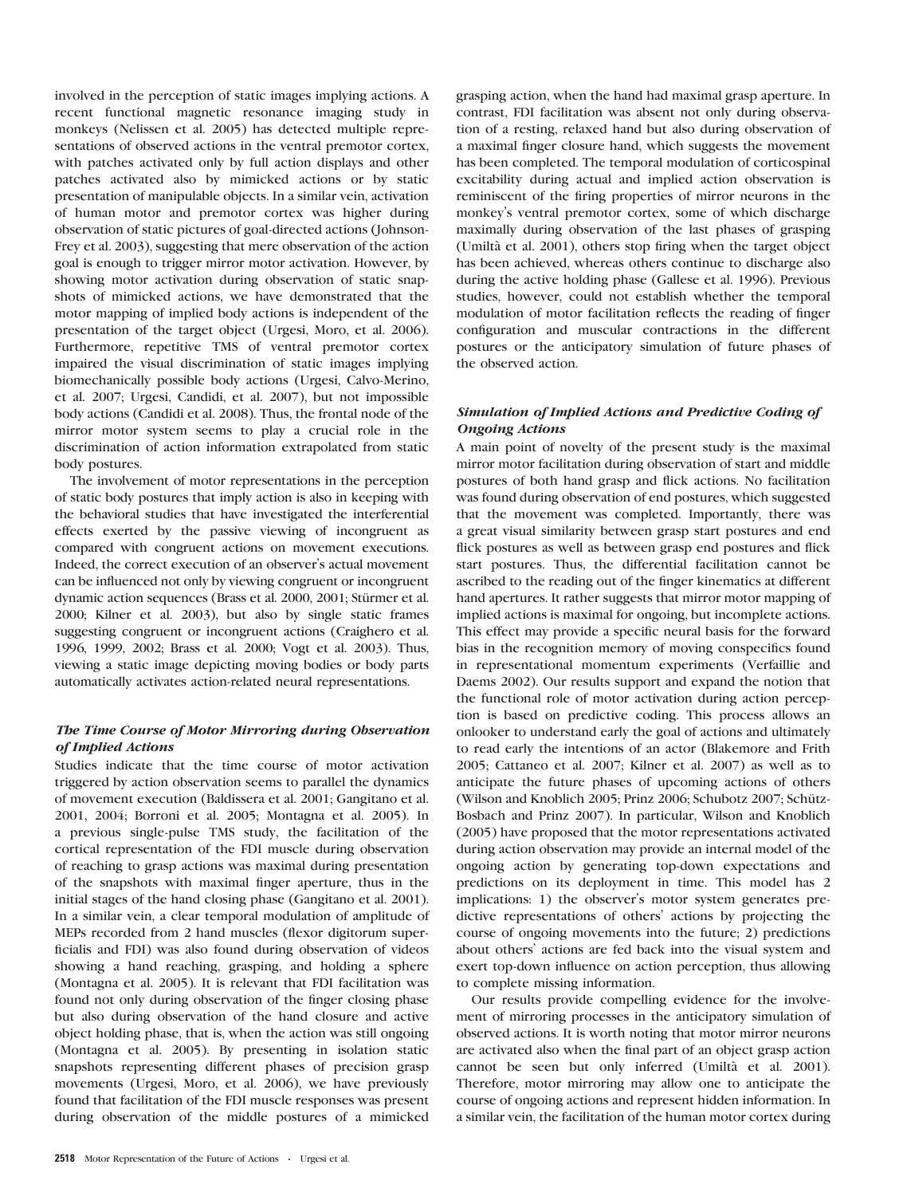involved in the perception of static images implying actions. A recent functional magnetic resonance imaging study in monkeys (Nelissen et al. 2005) has detected multiple representations of observed actions in the ventral premotor cortex, with patches activated only by full action displays and other patches activated also by mimicked actions or by static presentation of manipulable objects. In a similar vein, activation of human motor and premotor cortex was higher during observation of static pictures of goal-directed actions (Johnson-Frey et al. 2003), suggesting that mere observation of the action goal is enough to trigger mirror motor activation. However, by showing motor activation during observation of static snapshots of mimicked actions, we have demonstrated that the motor mapping of implied body actions is independent of the presentation of the target object (Urgesi, Moro, et al. 2006). Furthermore, repetitive TMS of ventral premotor cortex impaired the visual discrimination of static images implying biomechanically possible body actions (Urgesi, Calvo-Merino, et al. 2007; Urgesi, Candidi, et al. 2007), but not impossible body actions (Candidi et al. 2008). Thus, the frontal node of the mirror motor system seems to play a crucial role in the discrimination of action information extrapolated from static body postures.

The involvement of motor representations in the perception of static body postures that imply actions is also in keeping with the behavioral studies that have investigated the interferential effects exerted by the passive viewing of incongruent as compared with congruent actions on movement executions. Indeed, the correct execution of an observer's actual movement can be influenced not only by viewing congruent or incongruent dynamic action sequences (Brass et al. 2000, 2001; Stürmer et al. 2000; Kilner et al. 2003), but also by single static frames suggesting congruent or incongruent actions (Craighero et al. 1996, 1999, 2002; Brass et al. 2000; Vogt et al. 2003). Thus, viewing a static image depicting moving bodies or body parts automatically activates action-related neural representations.

### *The Time Course of Motor Mirroring during Observation of Implied Actions*

Studies indicate that the time course of motor activation triggered by action observation seems to parallel the dynamics of movement execution (Baldissera et al. 2001; Gangitano et al. 2001, 2004; Borroni et al. 2005; Montagna et al. 2005). In a previous single-pulse TMS study, the facilitation of the cortical representation of the FDI muscle during observation of reaching to grasp actions was maximal during presentation of the snapshots with maximal finger aperture, thus in the initial stages of the hand closing phase (Gangitano et al. 2001). In a similar vein, a clear temporal modulation of amplitude of MEPs recorded from 2 hand muscles (flexor digitorum superficialis and FDI) was also found during observation of videos showing a hand reaching, grasping, and holding a sphere (Montagna et al. 2005). It is relevant that FDI facilitation was found not only during observation of the finger closing phase but also during observation of the hand closure and active object holding phase, that is, when the action was still ongoing (Montagna et al. 2005). By presenting in isolation static snapshots representing different phases of precision grasp movements (Urgesi, Moro, et al. 2006), we have previously found that facilitation of the FDI muscle responses was present during observation of the middle postures of a mimicked grasping action, when the hand had maximal grasp aperture. In contrast, FDI facilitation was absent not only during observation of a resting, relaxed hand but also during observation of a maximal finger closure hand, which suggests the movement has been completed. The temporal modulation of corticospinal excitability during actual and implied action observation is reminiscent of the firing properties of mirror neurons in the monkey's ventral premotor cortex, some of which discharge maximally during observation of the last phases of grasping (Umiltà et al. 2001), others stop firing when the target object has been achieved, whereas others continue to discharge also during the active holding phase (Gallese et al. 1996). Previous studies, however, could not establish whether the temporal modulation of motor facilitation reflects the reading of finger configuration and muscular contractions in the different postures or the anticipatory simulation of future phases of the observed action.

### *Simulation of Implied Actions and Predictive Coding of Ongoing Actions*

A main point of novelty of the present study is the maximal mirror motor facilitation during observation of start and middle postures of both hand grasp and flick actions. No facilitation was found during observation of end postures, which suggested that the movement was completed. Importantly, there was a great visual similarity between grasp start postures and end flick postures as well as between grasp end postures and flick start postures. Thus, the differential facilitation cannot be ascribed to the reading out of the finger kinematics at different hand apertures. It rather suggests that mirror motor mapping of implied actions is maximal for ongoing, but incomplete actions. This effect may provide a specific neural basis for the forward bias in the recognition memory of moving conspecifics found in representational momentum experiments (Verfaillie and Daems 2002). Our results support and expand the notion that the functional role of motor activation during action perception is based on predictive coding. This process allows an onlooker to understand early the goal of actions and ultimately to read early the intentions of an actor (Blakemore and Frith 2005; Cattaneo et al. 2007; Kilner et al. 2007) as well as to anticipate the future phases of upcoming actions of others (Wilson and Knoblich 2005; Prinz 2006; Schubotz 2007; Schütz-Bosbach and Prinz 2007). In particular, Wilson and Knoblich (2005) have proposed that the motor representations activated during action observation may provide an internal model of the ongoing action by generating top-down expectations and predictions on its deployment in time. This model has 2 implications: 1) the observer's motor system generates predictive representations of others' actions by projecting the course of ongoing movements into the future; 2) predictions about others' actions are fed back into the visual system and exert top-down influence on action perception, thus allowing to complete missing information.

Our results provide compelling evidence for the involvement of mirroring processes in the anticipatory simulation of observed actions. It is worth noting that motor mirror neurons are activated also when the final part of an object grasp action cannot be seen but only inferred (Umiltà et al. 2001). Therefore, motor mirroring may allow one to anticipate the course of ongoing actions and represent hidden information. In a similar vein, the facilitation of the human motor cortex during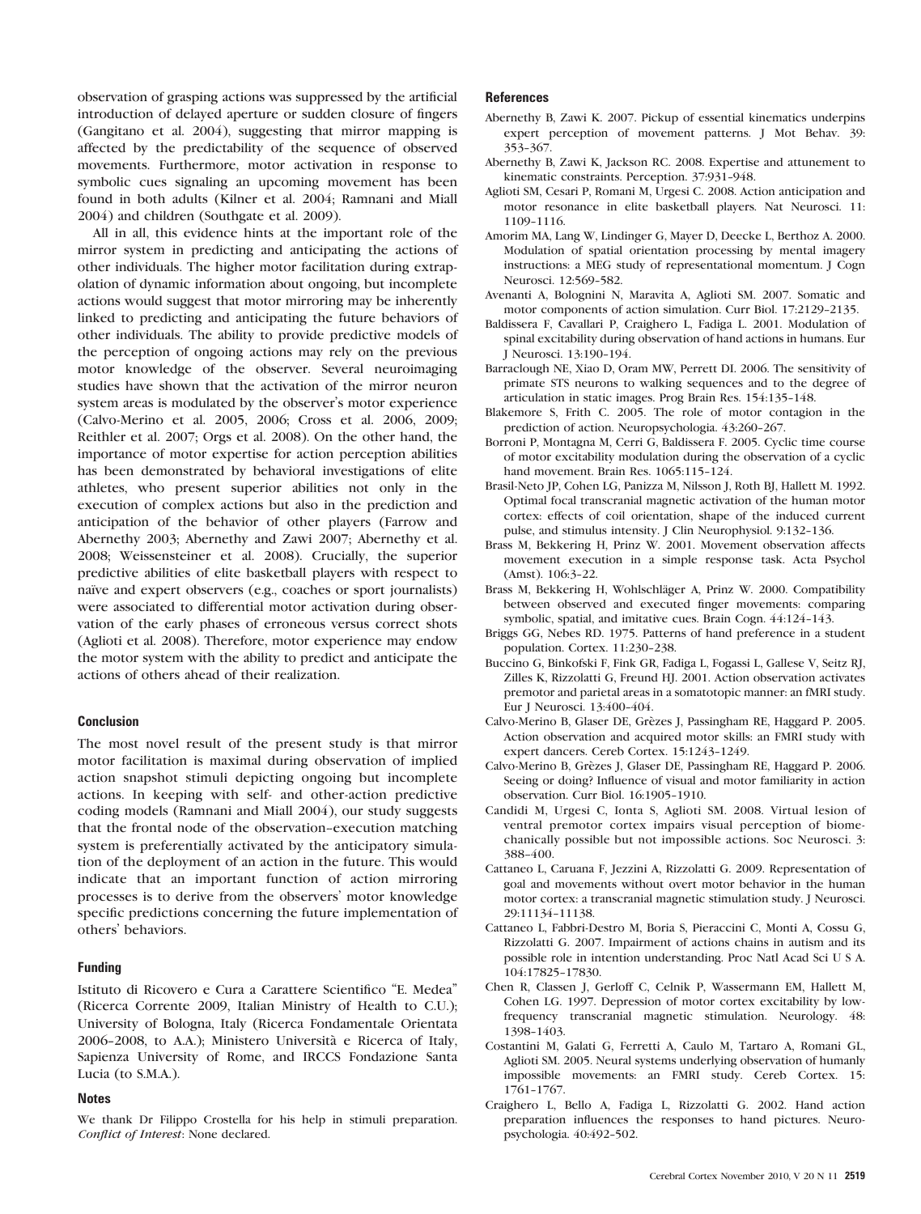observation of grasping actions was suppressed by the artificial introduction of delayed aperture or sudden closure of fingers (Gangitano et al. 2004), suggesting that mirror mapping is affected by the predictability of the sequence of observed movements. Furthermore, motor activation in response to symbolic cues signaling an upcoming movement has been found in both adults (Kilner et al. 2004; Ramnani and Miall 2004) and children (Southgate et al. 2009).

All in all, this evidence hints at the important role of the mirror system in predicting and anticipating the actions of other individuals. The higher motor facilitation during extrapolation of dynamic information about ongoing, but incomplete actions would suggest that motor mirroring may be inherently linked to predicting and anticipating the future behaviors of other individuals. The ability to provide predictive models of the perception of ongoing actions may rely on the previous motor knowledge of the observer. Several neuroimaging studies have shown that the activation of the mirror neuron system areas is modulated by the observer's motor experience (Calvo-Merino et al. 2005, 2006; Cross et al. 2006, 2009; Reithler et al. 2007; Orgs et al. 2008). On the other hand, the importance of motor expertise for action perception abilities has been demonstrated by behavioral investigations of elite athletes, who present superior abilities not only in the execution of complex actions but also in the prediction and anticipation of the behavior of other players (Farrow and Abernethy 2003; Abernethy and Zawi 2007; Abernethy et al. 2008; Weissensteiner et al. 2008). Crucially, the superior predictive abilities of elite basketball players with respect to naïve and expert observers (e.g., coaches or sport journalists) were associated to differential motor activation during observation of the early phases of erroneous versus correct shots (Aglioti et al. 2008). Therefore, motor experience may endow the motor system with the ability to predict and anticipate the actions of others ahead of their realization.

## Conclusion

The most novel result of the present study is that mirror motor facilitation is maximal during observation of implied action snapshot stimuli depicting ongoing but incomplete actions. In keeping with self- and other-action predictive coding models (Ramnani and Miall 2004), our study suggests that the frontal node of the observation–execution matching system is preferentially activated by the anticipatory simulation of the deployment of an action in the future. This would indicate that an important function of action mirroring processes is to derive from the observers' motor knowledge specific predictions concerning the future implementation of others' behaviors.

## Funding

Istituto di Ricovero e Cura a Carattere Scientifico "E. Medea" (Ricerca Corrente 2009, Italian Ministry of Health to C.U.); University of Bologna, Italy (Ricerca Fondamentale Orientata 2006–2008, to A.A.); Ministero Università e Ricerca of Italy, Sapienza University of Rome, and IRCCS Fondazione Santa Lucia (to S.M.A.).

## Notes

We thank Dr Filippo Crostella for his help in stimuli preparation. *Conflict of Interest*: None declared.

## References

Abernethy B, Zawi K. 2007. Pickup of essential kinematics underpins expert perception of movement patterns. J Mot Behav. 39: 353–367.

Abernethy B, Zawi K, Jackson RC. 2008. Expertise and attunement to kinematic constraints. Perception. 37:931–948.

Aglioti SM, Cesari P, Romani M, Urgesi C. 2008. Action anticipation and motor resonance in elite basketball players. Nat Neurosci. 11: 1109–1116.

Amorim MA, Lang W, Lindinger G, Mayer D, Deecke L, Berthoz A. 2000. Modulation of spatial orientation processing by mental imagery instructions: a MEG study of representational momentum. J Cogn Neurosci. 12:569–582.

Avenanti A, Bolognini N, Maravita A, Aglioti SM. 2007. Somatic and motor components of action simulation. Curr Biol. 17:2129–2135.

Baldissera F, Cavallari P, Craighero L, Fadiga L. 2001. Modulation of spinal excitability during observation of hand actions in humans. Eur J Neurosci. 13:190–194.

Barraclough NE, Xiao D, Oram MW, Perrett DI. 2006. The sensitivity of primate STS neurons to walking sequences and to the degree of articulation in static images. Prog Brain Res. 154:135–148.

Blakemore S, Frith C. 2005. The role of motor contagion in the prediction of action. Neuropsychologia. 43:260–267.

Borroni P, Montagna M, Cerri G, Baldissera F. 2005. Cyclic time course of motor excitability modulation during the observation of a cyclic hand movement. Brain Res. 1065:115–124.

Brasil-Neto JP, Cohen LG, Panizza M, Nilsson J, Roth BJ, Hallett M. 1992. Optimal focal transcranial magnetic activation of the human motor cortex: effects of coil orientation, shape of the induced current pulse, and stimulus intensity. J Clin Neurophysiol. 9:132–136.

Brass M, Bekkering H, Prinz W. 2001. Movement observation affects movement execution in a simple response task. Acta Psychol (Amst). 106:3–22.

Brass M, Bekkering H, Wohlschläger A, Prinz W. 2000. Compatibility between observed and executed finger movements: comparing symbolic, spatial, and imitative cues. Brain Cogn. 44:124–143.

Briggs GG, Nebes RD. 1975. Patterns of hand preference in a student population. Cortex. 11:230–238.

Buccino G, Binkofski F, Fink GR, Fadiga L, Fogassi L, Gallese V, Seitz RJ, Zilles K, Rizzolatti G, Freund HJ. 2001. Action observation activates premotor and parietal areas in a somatotopic manner: an fMRI study. Eur J Neurosci. 13:400–404.

Calvo-Merino B, Glaser DE, Grèzes J, Passingham RE, Haggard P. 2005. Action observation and acquired motor skills: an FMRI study with expert dancers. Cereb Cortex. 15:1243–1249.

Calvo-Merino B, Grèzes J, Glaser DE, Passingham RE, Haggard P. 2006. Seeing or doing? Influence of visual and motor familiarity in action observation. Curr Biol. 16:1905–1910.

Candidi M, Urgesi C, Ionta S, Aglioti SM. 2008. Virtual lesion of ventral premotor cortex impairs visual perception of biomechanically possible but not impossible actions. Soc Neurosci. 3: 388–400.

Cattaneo L, Caruana F, Jezzini A, Rizzolatti G. 2009. Representation of goal and movements without overt motor behavior in the human motor cortex: a transcranial magnetic stimulation study. J Neurosci. 29:11134–11138.

Cattaneo L, Fabbri-Destro M, Boria S, Pieraccini C, Monti A, Cossu G, Rizzolatti G. 2007. Impairment of actions chains in autism and its possible role in intention understanding. Proc Natl Acad Sci U S A. 104:17825–17830.

Chen R, Classen J, Gerloff C, Celnik P, Wassermann EM, Hallett M, Cohen LG. 1997. Depression of motor cortex excitability by low-frequency transcranial magnetic stimulation. Neurology. 48: 1398–1403.

Costantini M, Galati G, Ferretti A, Caulo M, Tartaro A, Romani GL, Aglioti SM. 2005. Neural systems underlying observation of humanly impossible movements: an FMRI study. Cereb Cortex. 15: 1761–1767.

Craighero L, Bello A, Fadiga L, Rizzolatti G. 2002. Hand action preparation influences the responses to hand pictures. Neuropsychologia. 40:492–502.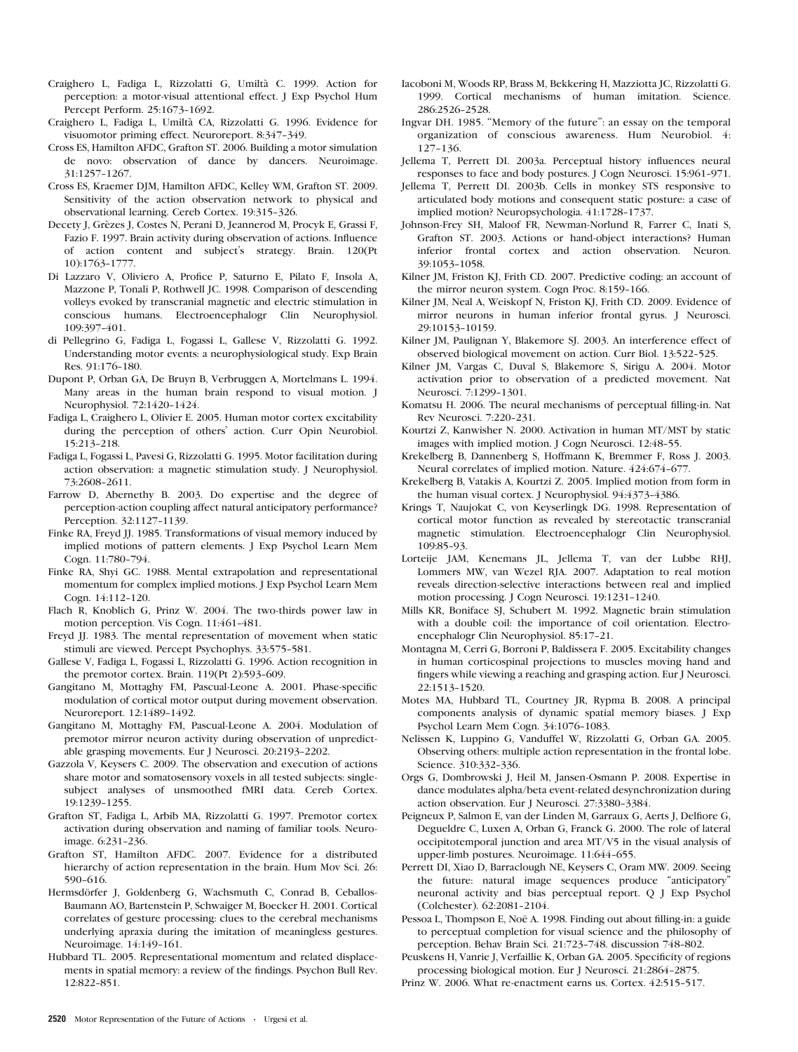Craighero L, Fadiga L, Rizzolatti G, Umiltà C. 1999. Action for perception: a motor-visual attentional effect. J Exp Psychol Hum Percept Perform. 25:1673–1692.

Craighero L, Fadiga L, Umiltà CA, Rizzolatti G. 1996. Evidence for visuomotor priming effect. Neuroreport. 8:347–349.

Cross ES, Hamilton AFDC, Grafton ST. 2006. Building a motor simulation de novo: observation of dance by dancers. Neuroimage. 31:1257–1267.

Cross ES, Kraemer DJM, Hamilton AFDC, Kelley WM, Grafton ST. 2009. Sensitivity of the action observation network to physical and observational learning. Cereb Cortex. 19:315–326.

Decety J, Grèzes J, Costes N, Perani D, Jeannerod M, Procyk E, Grassi F, Fazio F. 1997. Brain activity during observation of actions. Influence of action content and subject's strategy. Brain. 120(Pt 10):1763–1777.

Di Lazzaro V, Oliviero A, Profice P, Saturno E, Pilato F, Insola A, Mazzone P, Tonali P, Rothwell JC. 1998. Comparison of descending volleys evoked by transcranial magnetic and electric stimulation in conscious humans. Electroencephalogr Clin Neurophysiol. 109:397–401.

di Pellegrino G, Fadiga L, Fogassi L, Gallese V, Rizzolatti G. 1992. Understanding motor events: a neurophysiological study. Exp Brain Res. 91:176–180.

Dupont P, Orban GA, De Bruyn B, Verbruggen A, Mortelmans L. 1994. Many areas in the human brain respond to visual motion. J Neurophysiol. 72:1420–1424.

Fadiga L, Craighero L, Olivier E. 2005. Human motor cortex excitability during the perception of others' action. Curr Opin Neurobiol. 15:213–218.

Fadiga L, Fogassi L, Pavesi G, Rizzolatti G. 1995. Motor facilitation during action observation: a magnetic stimulation study. J Neurophysiol. 73:2608–2611.

Farrow D, Abernethy B. 2003. Do expertise and the degree of perception-action coupling affect natural anticipatory performance? Perception. 32:1127–1139.

Finke RA, Freyd JJ. 1985. Transformations of visual memory induced by implied motions of pattern elements. J Exp Psychol Learn Mem Cogn. 11:780–794.

Finke RA, Shyi GC. 1988. Mental extrapolation and representational momentum for complex implied motions. J Exp Psychol Learn Mem Cogn. 14:112–120.

Flach R, Knoblich G, Prinz W. 2004. The two-thirds power law in motion perception. Vis Cogn. 11:461–481.

Freyd JJ. 1983. The mental representation of movement when static stimuli are viewed. Percept Psychophys. 33:575–581.

Gallese V, Fadiga L, Fogassi L, Rizzolatti G. 1996. Action recognition in the premotor cortex. Brain. 119(Pt 2):593–609.

Gangitano M, Mottaghy FM, Pascual-Leone A. 2001. Phase-specific modulation of cortical motor output during movement observation. Neuroreport. 12:1489–1492.

Gangitano M, Mottaghy FM, Pascual-Leone A. 2004. Modulation of premotor mirror neuron activity during observation of unpredictable grasping movements. Eur J Neurosci. 20:2193–2202.

Gazzola V, Keysers C. 2009. The observation and execution of actions share motor and somatosensory voxels in all tested subjects: single-subject analyses of unsmoothed fMRI data. Cereb Cortex. 19:1239–1255.

Grafton ST, Fadiga L, Arbib MA, Rizzolatti G. 1997. Premotor cortex activation during observation and naming of familiar tools. Neuroimage. 6:231–236.

Grafton ST, Hamilton AFDC. 2007. Evidence for a distributed hierarchy of action representation in the brain. Hum Mov Sci. 26: 590–616.

Hermsdörfer J, Goldenberg G, Wachsmuth C, Conrad B, Ceballos-Baumann AO, Bartenstein P, Schwaiger M, Boecker H. 2001. Cortical correlates of gesture processing: clues to the cerebral mechanisms underlying apraxia during the imitation of meaningless gestures. Neuroimage. 14:149–161.

Hubbard TL. 2005. Representational momentum and related displacements in spatial memory: a review of the findings. Psychon Bull Rev. 12:822–851.

Iacoboni M, Woods RP, Brass M, Bekkering H, Mazziotta JC, Rizzolatti G. 1999. Cortical mechanisms of human imitation. Science. 286:2526–2528.

Ingvar DH. 1985. "Memory of the future": an essay on the temporal organization of conscious awareness. Hum Neurobiol. 4: 127–136.

Jellema T, Perrett DI. 2003a. Perceptual history influences neural responses to face and body postures. J Cogn Neurosci. 15:961–971.

Jellema T, Perrett DI. 2003b. Cells in monkey STS responsive to articulated body motions and consequent static posture: a case of implied motion? Neuropsychologia. 41:1728–1737.

Johnson-Frey SH, Maloof FR, Newman-Norlund R, Farrer C, Inati S, Grafton ST. 2003. Actions or hand-object interactions? Human inferior frontal cortex and action observation. Neuron. 39:1053–1058.

Kilner JM, Friston KJ, Frith CD. 2007. Predictive coding: an account of the mirror neuron system. Cogn Proc. 8:159–166.

Kilner JM, Neal A, Weiskopf N, Friston KJ, Frith CD. 2009. Evidence of mirror neurons in human inferior frontal gyrus. J Neurosci. 29:10153–10159.

Kilner JM, Paulignan Y, Blakemore SJ. 2003. An interference effect of observed biological movement on action. Curr Biol. 13:522–525.

Kilner JM, Vargas C, Duval S, Blakemore S, Sirigu A. 2004. Motor activation prior to observation of a predicted movement. Nat Neurosci. 7:1299–1301.

Komatsu H. 2006. The neural mechanisms of perceptual filling-in. Nat Rev Neurosci. 7:220–231.

Kourtzi Z, Kanwisher N. 2000. Activation in human MT/MST by static images with implied motion. J Cogn Neurosci. 12:48–55.

Krekelberg B, Dannenberg S, Hoffmann K, Bremmer F, Ross J. 2003. Neural correlates of implied motion. Nature. 424:674–677.

Krekelberg B, Vatakis A, Kourtzi Z. 2005. Implied motion from form in the human visual cortex. J Neurophysiol. 94:4373–4386.

Krings T, Naujokat C, von Keyserlingk DG. 1998. Representation of cortical motor function as revealed by stereotactic transcranial magnetic stimulation. Electroencephalogr Clin Neurophysiol. 109:85–93.

Lorteije JAM, Kenemans JL, Jellema T, van der Lubbe RHJ, Lommers MW, van Wezel RJA. 2007. Adaptation to real motion reveals direction-selective interactions between real and implied motion processing. J Cogn Neurosci. 19:1231–1240.

Mills KR, Boniface SJ, Schubert M. 1992. Magnetic brain stimulation with a double coil: the importance of coil orientation. Electroencephalogr Clin Neurophysiol. 85:17–21.

Montagna M, Cerri G, Borroni P, Baldissera F. 2005. Excitability changes in human corticospinal projections to muscles moving hand and fingers while viewing a reaching and grasping action. Eur J Neurosci. 22:1513–1520.

Motes MA, Hubbard TL, Courtney JR, Rypma B. 2008. A principal components analysis of dynamic spatial memory biases. J Exp Psychol Learn Mem Cogn. 34:1076–1083.

Nelissen K, Luppino G, Vanduffel W, Rizzolatti G, Orban GA. 2005. Observing others: multiple action representation in the frontal lobe. Science. 310:332–336.

Orgs G, Dombrowski J, Heil M, Jansen-Osmann P. 2008. Expertise in dance modulates alpha/beta event-related desynchronization during action observation. Eur J Neurosci. 27:3380–3384.

Peigneux P, Salmon E, van der Linden M, Garraux G, Aerts J, Delfiore G, Degueldre C, Luxen A, Orban G, Franck G. 2000. The role of lateral occipitotemporal junction and area MT/V5 in the visual analysis of upper-limb postures. Neuroimage. 11:644–655.

Perrett DI, Xiao D, Barraclough NE, Keysers C, Oram MW. 2009. Seeing the future: natural image sequences produce "anticipatory" neuronal activity and bias perceptual report. Q J Exp Psychol (Colchester). 62:2081–2104.

Pessoa L, Thompson E, Noë A. 1998. Finding out about filling-in: a guide to perceptual completion for visual science and the philosophy of perception. Behav Brain Sci. 21:723–748. discussion 748–802.

Peuskens H, Vanrie J, Verfaillie K, Orban GA. 2005. Specificity of regions processing biological motion. Eur J Neurosci. 21:2864–2875.

Prinz W. 2006. What re-enactment earns us. Cortex. 42:515–517.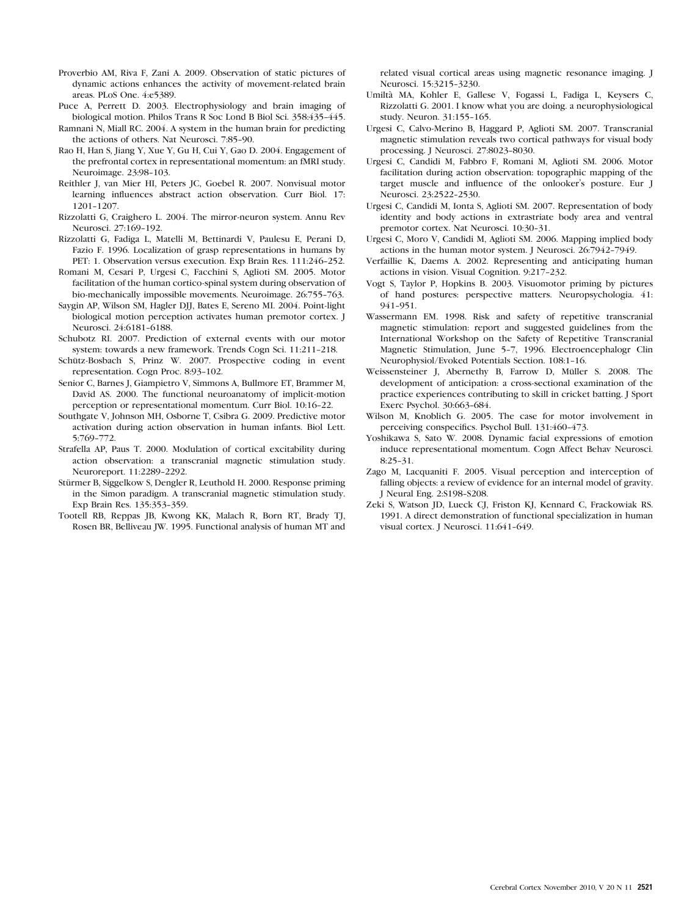Proverbio AM, Riva F, Zani A. 2009. Observation of static pictures of dynamic actions enhances the activity of movement-related brain areas. PLoS One. 4:e5389.

Puce A, Perrett D. 2003. Electrophysiology and brain imaging of biological motion. Philos Trans R Soc Lond B Biol Sci. 358:435–445.

Ramnani N, Miall RC. 2004. A system in the human brain for predicting the actions of others. Nat Neurosci. 7:85–90.

Rao H, Han S, Jiang Y, Xue Y, Gu H, Cui Y, Gao D. 2004. Engagement of the prefrontal cortex in representational momentum: an fMRI study. Neuroimage. 23:98–103.

Reithler J, van Mier HI, Peters JC, Goebel R. 2007. Nonvisual motor learning influences abstract action observation. Curr Biol. 17: 1201–1207.

Rizzolatti G, Craighero L. 2004. The mirror-neuron system. Annu Rev Neurosci. 27:169–192.

Rizzolatti G, Fadiga L, Matelli M, Bettinardi V, Paulesu E, Perani D, Fazio F. 1996. Localization of grasp representations in humans by PET: 1. Observation versus execution. Exp Brain Res. 111:246–252.

Romani M, Cesari P, Urgesi C, Facchini S, Aglioti SM. 2005. Motor facilitation of the human cortico-spinal system during observation of bio-mechanically impossible movements. Neuroimage. 26:755–763.

Saygin AP, Wilson SM, Hagler DJJ, Bates E, Sereno MI. 2004. Point-light biological motion perception activates human premotor cortex. J Neurosci. 24:6181–6188.

Schubotz RI. 2007. Prediction of external events with our motor system: towards a new framework. Trends Cogn Sci. 11:211–218.

Schütz-Bosbach S, Prinz W. 2007. Prospective coding in event representation. Cogn Proc. 8:93–102.

Senior C, Barnes J, Giampietro V, Simmons A, Bullmore ET, Brammer M, David AS. 2000. The functional neuroanatomy of implicit-motion perception or representational momentum. Curr Biol. 10:16–22.

Southgate V, Johnson MH, Osborne T, Csibra G. 2009. Predictive motor activation during action observation in human infants. Biol Lett. 5:769–772.

Strafella AP, Paus T. 2000. Modulation of cortical excitability during action observation: a transcranial magnetic stimulation study. Neuroreport. 11:2289–2292.

Stürmer B, Siggelkow S, Dengler R, Leuthold H. 2000. Response priming in the Simon paradigm. A transcranial magnetic stimulation study. Exp Brain Res. 135:353–359.

Tootell RB, Reppas JB, Kwong KK, Malach R, Born RT, Brady TJ, Rosen BR, Belliveau JW. 1995. Functional analysis of human MT and related visual cortical areas using magnetic resonance imaging. J Neurosci. 15:3215–3230.

Umiltà MA, Kohler E, Gallese V, Fogassi L, Fadiga L, Keysers C, Rizzolatti G. 2001. I know what you are doing. a neurophysiological study. Neuron. 31:155–165.

Urgesi C, Calvo-Merino B, Haggard P, Aglioti SM. 2007. Transcranial magnetic stimulation reveals two cortical pathways for visual body processing. J Neurosci. 27:8023–8030.

Urgesi C, Candidi M, Fabbro F, Romani M, Aglioti SM. 2006. Motor facilitation during action observation: topographic mapping of the target muscle and influence of the onlooker's posture. Eur J Neurosci. 23:2522–2530.

Urgesi C, Candidi M, Ionta S, Aglioti SM. 2007. Representation of body identity and body actions in extrastriate body area and ventral premotor cortex. Nat Neurosci. 10:30–31.

Urgesi C, Moro V, Candidi M, Aglioti SM. 2006. Mapping implied body actions in the human motor system. J Neurosci. 26:7942–7949.

Verfaillie K, Daems A. 2002. Representing and anticipating human actions in vision. Visual Cognition. 9:217–232.

Vogt S, Taylor P, Hopkins B. 2003. Visuomotor priming by pictures of hand postures: perspective matters. Neuropsychologia. 41: 941–951.

Wassermann EM. 1998. Risk and safety of repetitive transcranial magnetic stimulation: report and suggested guidelines from the International Workshop on the Safety of Repetitive Transcranial Magnetic Stimulation, June 5–7, 1996. Electroencephalogr Clin Neurophysiol/Evoked Potentials Section. 108:1–16.

Weissensteiner J, Abernethy B, Farrow D, Müller S. 2008. The development of anticipation: a cross-sectional examination of the practice experiences contributing to skill in cricket batting. J Sport Exerc Psychol. 30:663–684.

Wilson M, Knoblich G. 2005. The case for motor involvement in perceiving conspecifics. Psychol Bull. 131:460–473.

Yoshikawa S, Sato W. 2008. Dynamic facial expressions of emotion induce representational momentum. Cogn Affect Behav Neurosci. 8:25–31.

Zago M, Lacquaniti F. 2005. Visual perception and interception of falling objects: a review of evidence for an internal model of gravity. J Neural Eng. 2:S198–S208.

Zeki S, Watson JD, Lueck CJ, Friston KJ, Kennard C, Frackowiak RS. 1991. A direct demonstration of functional specialization in human visual cortex. J Neurosci. 11:641–649.